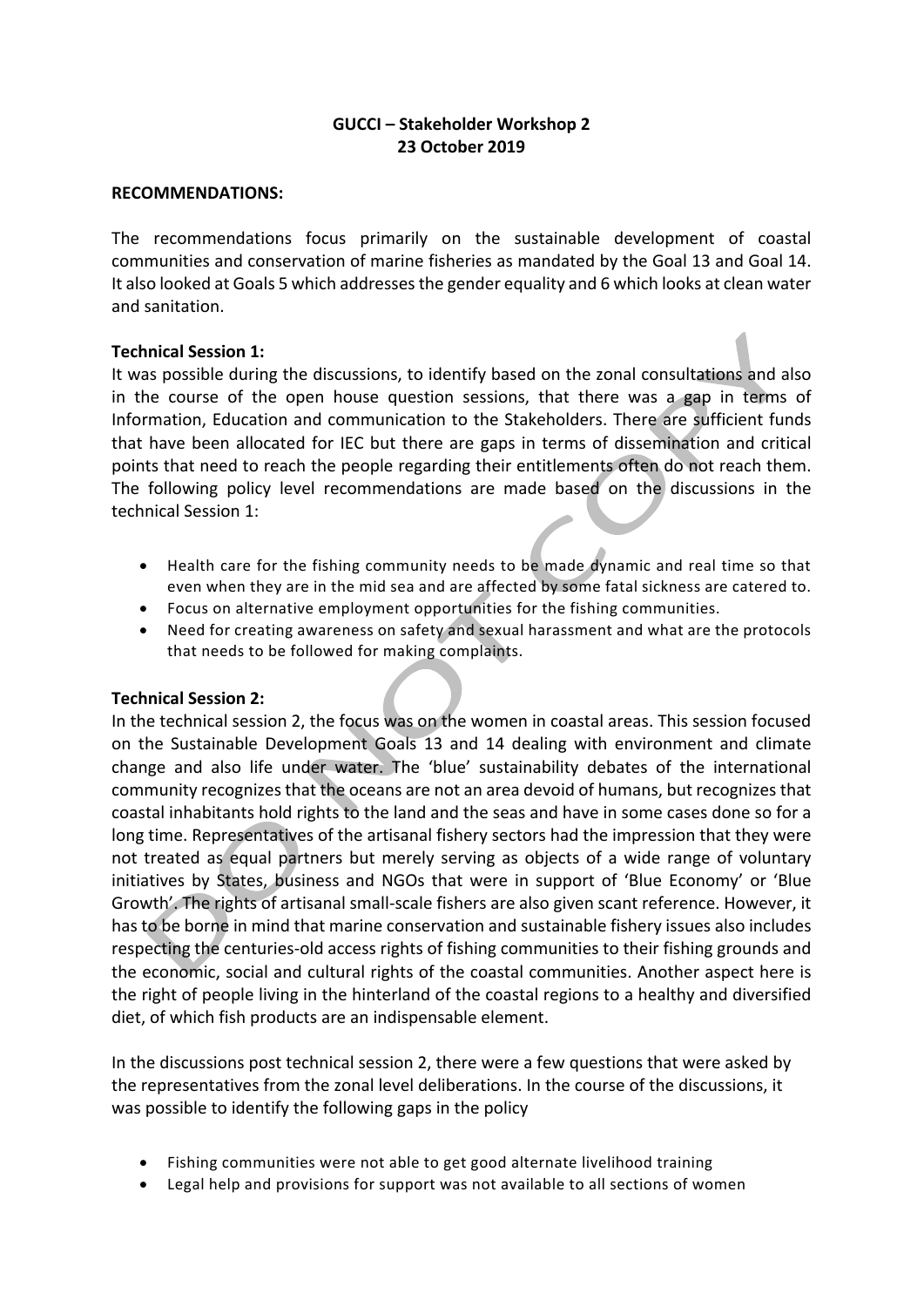**GUCCI – Stakeholder Workshop 2**
**23 October 2019**

**RECOMMENDATIONS:**

The recommendations focus primarily on the sustainable development of coastal communities and conservation of marine fisheries as mandated by the Goal 13 and Goal 14. It also looked at Goals 5 which addresses the gender equality and 6 which looks at clean water and sanitation.

**Technical Session 1:**

It was possible during the discussions, to identify based on the zonal consultations and also in the course of the open house question sessions, that there was a gap in terms of Information, Education and communication to the Stakeholders. There are sufficient funds that have been allocated for IEC but there are gaps in terms of dissemination and critical points that need to reach the people regarding their entitlements often do not reach them. The following policy level recommendations are made based on the discussions in the technical Session 1:

- Health care for the fishing community needs to be made dynamic and real time so that even when they are in the mid sea and are affected by some fatal sickness are catered to.
- Focus on alternative employment opportunities for the fishing communities.
- Need for creating awareness on safety and sexual harassment and what are the protocols that needs to be followed for making complaints.

**Technical Session 2:**

In the technical session 2, the focus was on the women in coastal areas. This session focused on the Sustainable Development Goals 13 and 14 dealing with environment and climate change and also life under water. The 'blue' sustainability debates of the international community recognizes that the oceans are not an area devoid of humans, but recognizes that coastal inhabitants hold rights to the land and the seas and have in some cases done so for a long time. Representatives of the artisanal fishery sectors had the impression that they were not treated as equal partners but merely serving as objects of a wide range of voluntary initiatives by States, business and NGOs that were in support of 'Blue Economy' or 'Blue Growth'. The rights of artisanal small-scale fishers are also given scant reference. However, it has to be borne in mind that marine conservation and sustainable fishery issues also includes respecting the centuries-old access rights of fishing communities to their fishing grounds and the economic, social and cultural rights of the coastal communities. Another aspect here is the right of people living in the hinterland of the coastal regions to a healthy and diversified diet, of which fish products are an indispensable element.

In the discussions post technical session 2, there were a few questions that were asked by the representatives from the zonal level deliberations. In the course of the discussions, it was possible to identify the following gaps in the policy

- Fishing communities were not able to get good alternate livelihood training
- Legal help and provisions for support was not available to all sections of women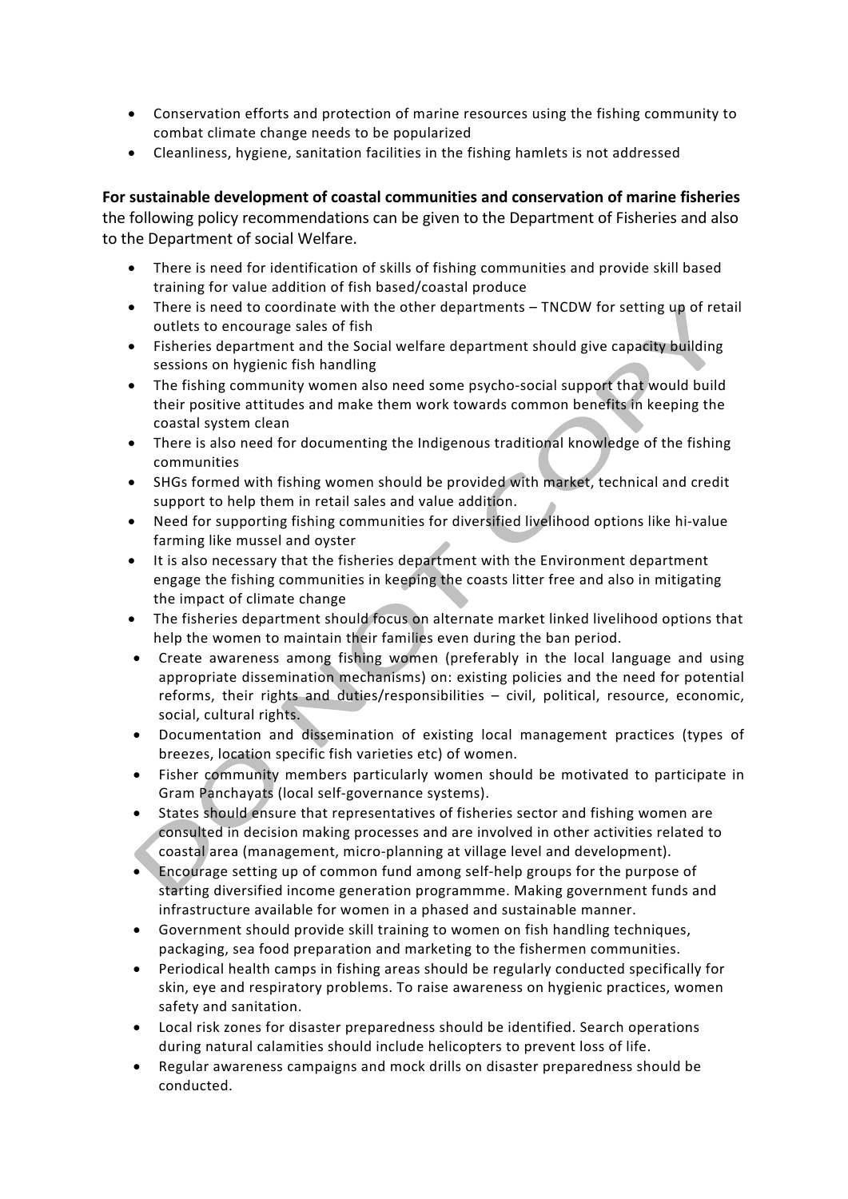- Conservation efforts and protection of marine resources using the fishing community to combat climate change needs to be popularized
- Cleanliness, hygiene, sanitation facilities in the fishing hamlets is not addressed

**For sustainable development of coastal communities and conservation of marine fisheries** the following policy recommendations can be given to the Department of Fisheries and also to the Department of social Welfare.

- There is need for identification of skills of fishing communities and provide skill based training for value addition of fish based/coastal produce
- There is need to coordinate with the other departments – TNCDW for setting up of retail outlets to encourage sales of fish
- Fisheries department and the Social welfare department should give capacity building sessions on hygienic fish handling
- The fishing community women also need some psycho-social support that would build their positive attitudes and make them work towards common benefits in keeping the coastal system clean
- There is also need for documenting the Indigenous traditional knowledge of the fishing communities
- SHGs formed with fishing women should be provided with market, technical and credit support to help them in retail sales and value addition.
- Need for supporting fishing communities for diversified livelihood options like hi-value farming like mussel and oyster
- It is also necessary that the fisheries department with the Environment department engage the fishing communities in keeping the coasts litter free and also in mitigating the impact of climate change
- The fisheries department should focus on alternate market linked livelihood options that help the women to maintain their families even during the ban period.
- Create awareness among fishing women (preferably in the local language and using appropriate dissemination mechanisms) on: existing policies and the need for potential reforms, their rights and duties/responsibilities – civil, political, resource, economic, social, cultural rights.
- Documentation and dissemination of existing local management practices (types of breezes, location specific fish varieties etc) of women.
- Fisher community members particularly women should be motivated to participate in Gram Panchayats (local self-governance systems).
- States should ensure that representatives of fisheries sector and fishing women are consulted in decision making processes and are involved in other activities related to coastal area (management, micro-planning at village level and development).
- Encourage setting up of common fund among self-help groups for the purpose of starting diversified income generation programmme. Making government funds and infrastructure available for women in a phased and sustainable manner.
- Government should provide skill training to women on fish handling techniques, packaging, sea food preparation and marketing to the fishermen communities.
- Periodical health camps in fishing areas should be regularly conducted specifically for skin, eye and respiratory problems. To raise awareness on hygienic practices, women safety and sanitation.
- Local risk zones for disaster preparedness should be identified. Search operations during natural calamities should include helicopters to prevent loss of life.
- Regular awareness campaigns and mock drills on disaster preparedness should be conducted.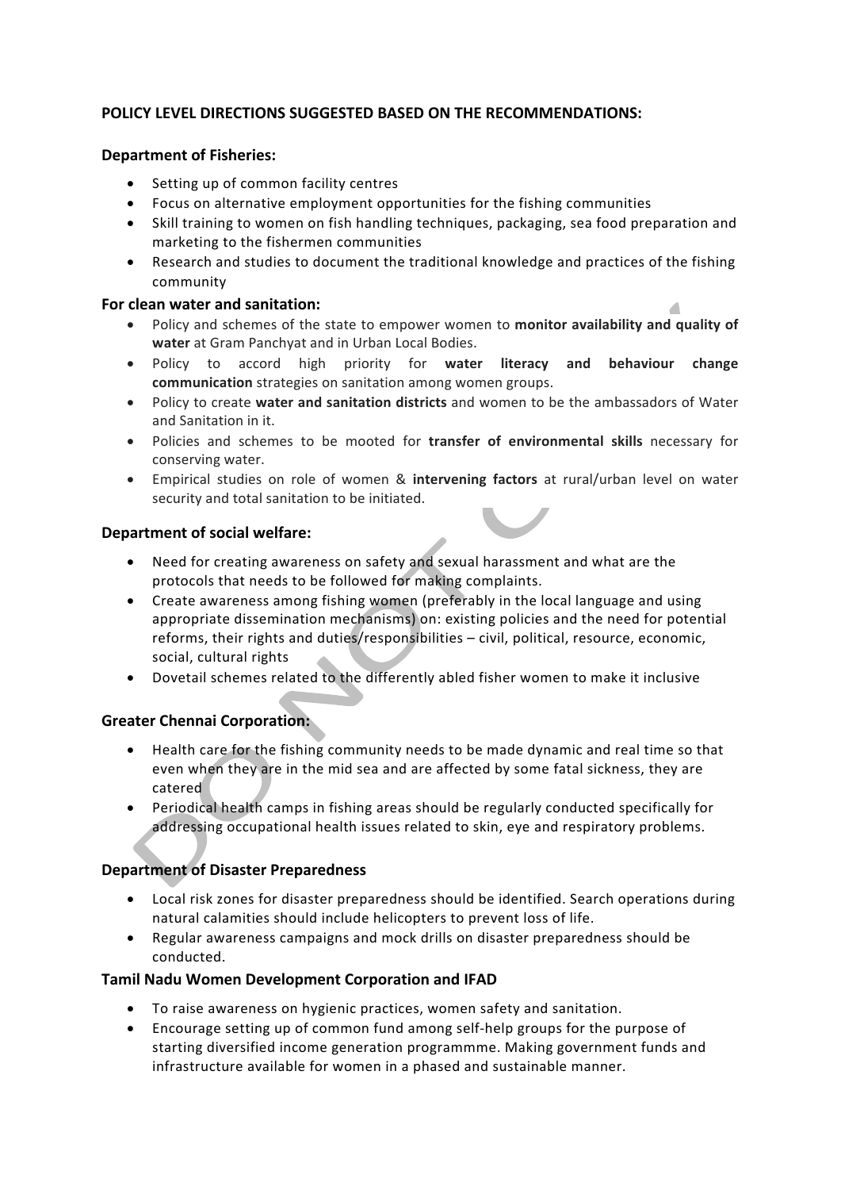## POLICY LEVEL DIRECTIONS SUGGESTED BASED ON THE RECOMMENDATIONS:

### Department of Fisheries:

- Setting up of common facility centres
- Focus on alternative employment opportunities for the fishing communities
- Skill training to women on fish handling techniques, packaging, sea food preparation and marketing to the fishermen communities
- Research and studies to document the traditional knowledge and practices of the fishing community

### For clean water and sanitation:

- Policy and schemes of the state to empower women to **monitor availability and quality of water** at Gram Panchyat and in Urban Local Bodies.
- Policy to accord high priority for **water literacy and behaviour change communication** strategies on sanitation among women groups.
- Policy to create **water and sanitation districts** and women to be the ambassadors of Water and Sanitation in it.
- Policies and schemes to be mooted for **transfer of environmental skills** necessary for conserving water.
- Empirical studies on role of women & **intervening factors** at rural/urban level on water security and total sanitation to be initiated.

### Department of social welfare:

- Need for creating awareness on safety and sexual harassment and what are the protocols that needs to be followed for making complaints.
- Create awareness among fishing women (preferably in the local language and using appropriate dissemination mechanisms) on: existing policies and the need for potential reforms, their rights and duties/responsibilities – civil, political, resource, economic, social, cultural rights
- Dovetail schemes related to the differently abled fisher women to make it inclusive

### Greater Chennai Corporation:

- Health care for the fishing community needs to be made dynamic and real time so that even when they are in the mid sea and are affected by some fatal sickness, they are catered
- Periodical health camps in fishing areas should be regularly conducted specifically for addressing occupational health issues related to skin, eye and respiratory problems.

### Department of Disaster Preparedness

- Local risk zones for disaster preparedness should be identified. Search operations during natural calamities should include helicopters to prevent loss of life.
- Regular awareness campaigns and mock drills on disaster preparedness should be conducted.

### Tamil Nadu Women Development Corporation and IFAD

- To raise awareness on hygienic practices, women safety and sanitation.
- Encourage setting up of common fund among self-help groups for the purpose of starting diversified income generation programmme. Making government funds and infrastructure available for women in a phased and sustainable manner.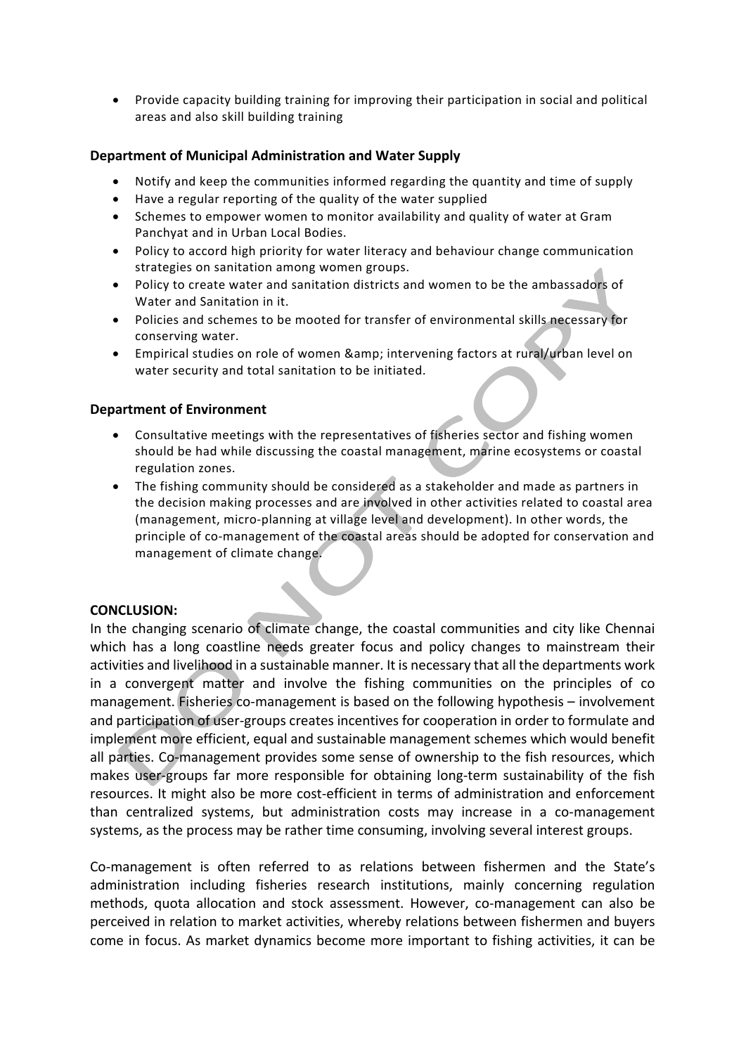- Provide capacity building training for improving their participation in social and political areas and also skill building training

**Department of Municipal Administration and Water Supply**

- Notify and keep the communities informed regarding the quantity and time of supply
- Have a regular reporting of the quality of the water supplied
- Schemes to empower women to monitor availability and quality of water at Gram Panchyat and in Urban Local Bodies.
- Policy to accord high priority for water literacy and behaviour change communication strategies on sanitation among women groups.
- Policy to create water and sanitation districts and women to be the ambassadors of Water and Sanitation in it.
- Policies and schemes to be mooted for transfer of environmental skills necessary for conserving water.
- Empirical studies on role of women &amp; intervening factors at rural/urban level on water security and total sanitation to be initiated.

**Department of Environment**

- Consultative meetings with the representatives of fisheries sector and fishing women should be had while discussing the coastal management, marine ecosystems or coastal regulation zones.
- The fishing community should be considered as a stakeholder and made as partners in the decision making processes and are involved in other activities related to coastal area (management, micro-planning at village level and development). In other words, the principle of co-management of the coastal areas should be adopted for conservation and management of climate change.

**CONCLUSION:**

In the changing scenario of climate change, the coastal communities and city like Chennai which has a long coastline needs greater focus and policy changes to mainstream their activities and livelihood in a sustainable manner. It is necessary that all the departments work in a convergent matter and involve the fishing communities on the principles of co management. Fisheries co-management is based on the following hypothesis – involvement and participation of user-groups creates incentives for cooperation in order to formulate and implement more efficient, equal and sustainable management schemes which would benefit all parties. Co-management provides some sense of ownership to the fish resources, which makes user-groups far more responsible for obtaining long-term sustainability of the fish resources. It might also be more cost-efficient in terms of administration and enforcement than centralized systems, but administration costs may increase in a co-management systems, as the process may be rather time consuming, involving several interest groups.

Co-management is often referred to as relations between fishermen and the State's administration including fisheries research institutions, mainly concerning regulation methods, quota allocation and stock assessment. However, co-management can also be perceived in relation to market activities, whereby relations between fishermen and buyers come in focus. As market dynamics become more important to fishing activities, it can be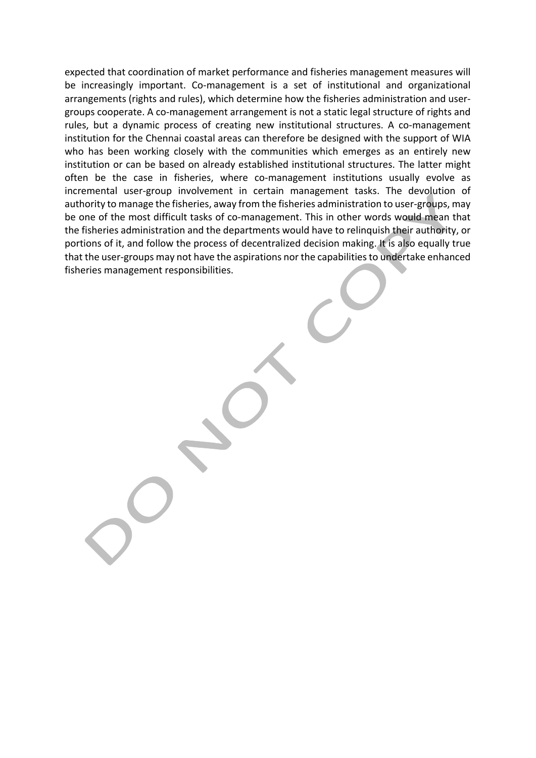expected that coordination of market performance and fisheries management measures will be increasingly important. Co-management is a set of institutional and organizational arrangements (rights and rules), which determine how the fisheries administration and user-groups cooperate. A co-management arrangement is not a static legal structure of rights and rules, but a dynamic process of creating new institutional structures. A co-management institution for the Chennai coastal areas can therefore be designed with the support of WIA who has been working closely with the communities which emerges as an entirely new institution or can be based on already established institutional structures. The latter might often be the case in fisheries, where co-management institutions usually evolve as incremental user-group involvement in certain management tasks. The devolution of authority to manage the fisheries, away from the fisheries administration to user-groups, may be one of the most difficult tasks of co-management. This in other words would mean that the fisheries administration and the departments would have to relinquish their authority, or portions of it, and follow the process of decentralized decision making. It is also equally true that the user-groups may not have the aspirations nor the capabilities to undertake enhanced fisheries management responsibilities.